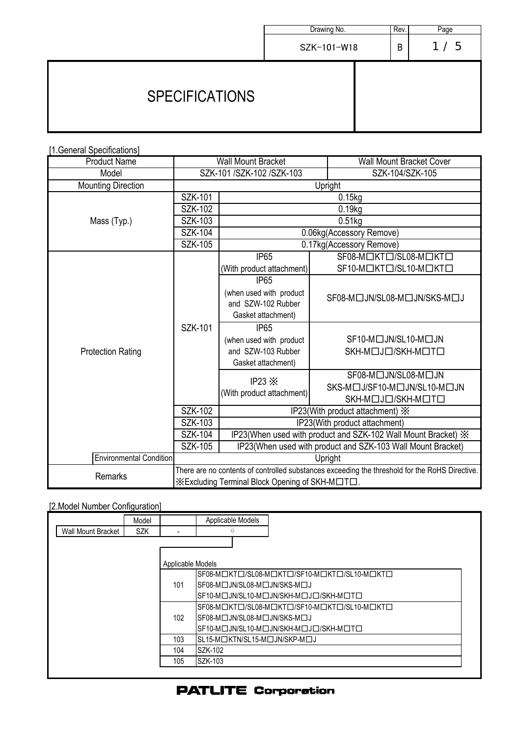Drawing No. SZK-101-W18 Rev. B

# SPECIFICATIONS

[1.General Specifications]

| Product Name | | Wall Mount Bracket | | Wall Mount Bracket Cover |
|---|---|---|---|---|
| Model | | SZK-101 /SZK-102 /SZK-103 | | SZK-104/SZK-105 |
| Mounting Direction | | Upright | | |
| Mass (Typ.) | SZK-101 | 0.15kg | | |
| | SZK-102 | 0.19kg | | |
| | SZK-103 | 0.51kg | | |
| | SZK-104 | 0.06kg(Accessory Remove) | | |
| | SZK-105 | 0.17kg(Accessory Remove) | | |
| Protection Rating | SZK-101 | IP65 (With product attachment) | SF08-M□KT□/SL08-M□KT□ SF10-M□KT□/SL10-M□KT□ | |
| | | IP65 (when used with product and SZW-102 Rubber Gasket attachment) | SF08-M□JN/SL08-M□JN/SKS-M□J | |
| | | IP65 (when used with product and SZW-103 Rubber Gasket attachment) | SF10-M□JN/SL10-M□JN SKH-M□J□/SKH-M□T□ | |
| | | IP23 ※ (With product attachment) | SF08-M□JN/SL08-M□JN SKS-M□J/SF10-M□JN/SL10-M□JN SKH-M□J□/SKH-M□T□ | |
| | SZK-102 | IP23(With product attachment) ※ | | |
| | SZK-103 | IP23(With product attachment) | | |
| | SZK-104 | IP23(When used with product and SZK-102 Wall Mount Bracket) ※ | | |
| | SZK-105 | IP23(When used with product and SZK-103 Wall Mount Bracket) | | |
| Environmental Condition | | Upright | | |
| Remarks | | There are no contents of controlled substances exceeding the threshold for the RoHS Directive. ※Excluding Terminal Block Opening of SKH-M□T□. | | |

[2.Model Number Configuration]

| | Model | | Applicable Models |
|---|---|---|---|
| Wall Mount Bracket | SZK | - | ⇩ |

Applicable Models

| | |
|---|---|
| 101 | SF08-M□KT□/SL08-M□KT□/SF10-M□KT□/SL10-M□KT□ SF08-M□JN/SL08-M□JN/SKS-M□J SF10-M□JN/SL10-M□JN/SKH-M□J□/SKH-M□T□ |
| 102 | SF08-M□KT□/SL08-M□KT□/SF10-M□KT□/SL10-M□KT□ SF08-M□JN/SL08-M□JN/SKS-M□J SF10-M□JN/SL10-M□JN/SKH-M□J□/SKH-M□T□ |
| 103 | SL15-M□KTN/SL15-M□JN/SKP-M□J |
| 104 | SZK-102 |
| 105 | SZK-103 |

PATLITE Corporation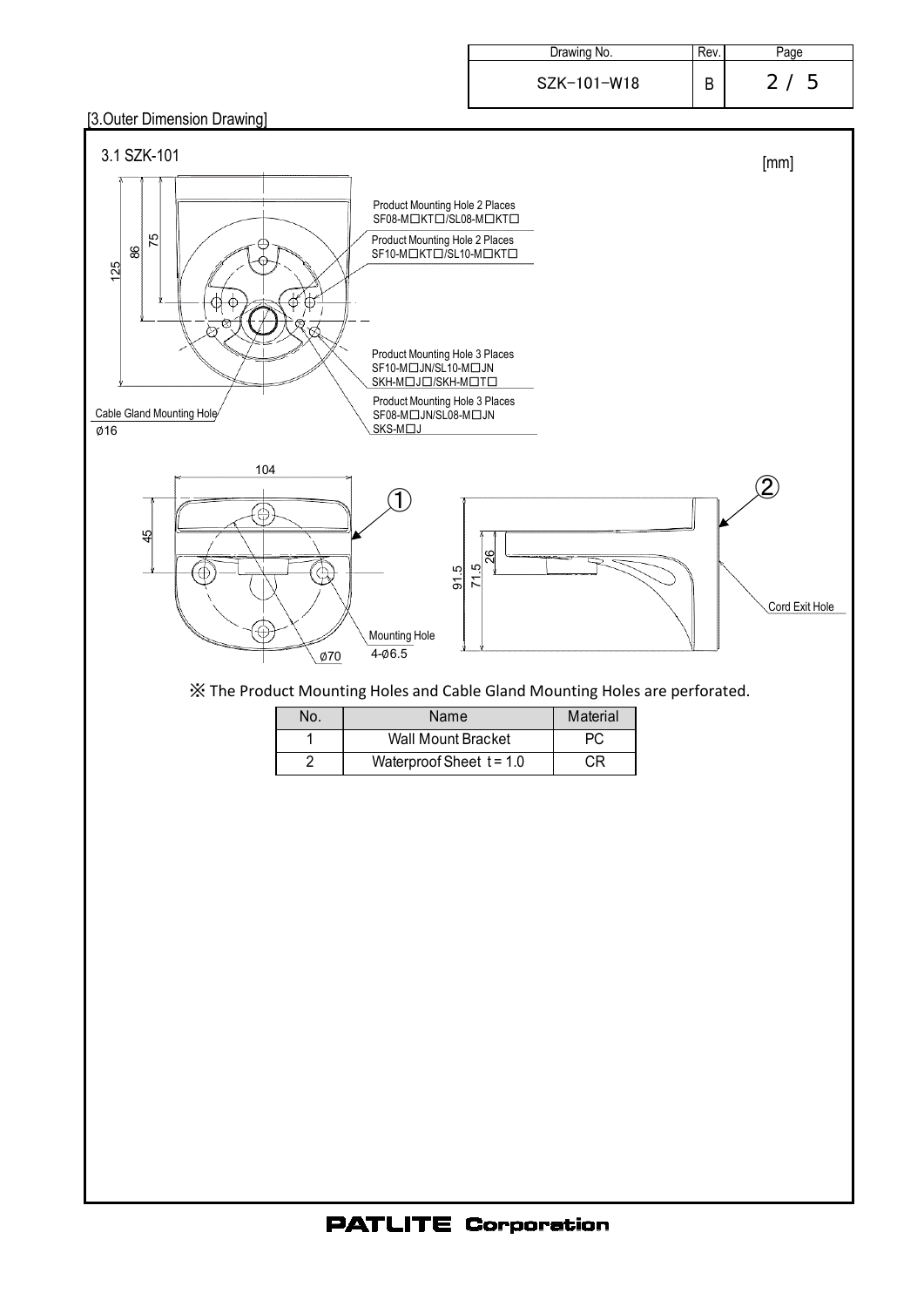[3.Outer Dimension Drawing]

3.1 SZK-101

[mm]

Product Mounting Hole 2 Places
SF08-M□KT□/SL08-M□KT□

Product Mounting Hole 2 Places
SF10-M□KT□/SL10-M□KT□

Product Mounting Hole 3 Places
SF10-M□JN/SL10-M□JN
SKH-M□J□/SKH-M□T□

Product Mounting Hole 3 Places
SF08-M□JN/SL08-M□JN
SKS-M□J

Cable Gland Mounting Hole
ø16

125, 86, 75

104

45

①

②

91.5, 71.5, 26

Cord Exit Hole

Mounting Hole
4-ø6.5

ø70

※ The Product Mounting Holes and Cable Gland Mounting Holes are perforated.

| No. | Name | Material |
|---|---|---|
| 1 | Wall Mount Bracket | PC |
| 2 | Waterproof Sheet t = 1.0 | CR |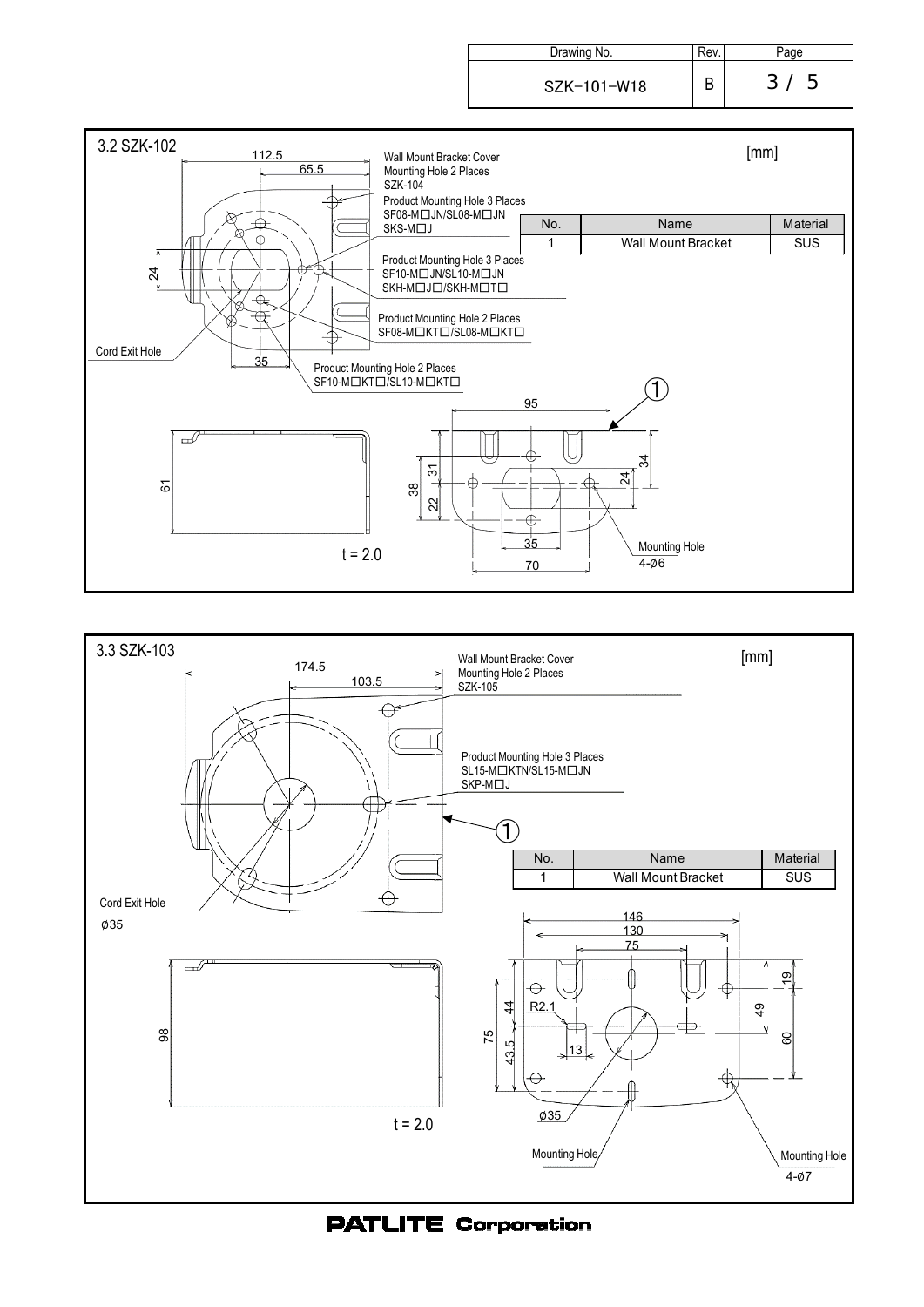## 3.2 SZK-102

[mm]

Wall Mount Bracket Cover Mounting Hole 2 Places
SZK-104

Product Mounting Hole 3 Places
SF08-M☐JN/SL08-M☐JN
SKS-M☐J

Product Mounting Hole 3 Places
SF10-M☐JN/SL10-M☐JN
SKH-M☐J☐/SKH-M☐T☐

Product Mounting Hole 2 Places
SF08-M☐KT☐/SL08-M☐KT☐

Product Mounting Hole 2 Places
SF10-M☐KT☐/SL10-M☐KT☐

Cord Exit Hole

| No. | Name | Material |
|---|---|---|
| 1 | Wall Mount Bracket | SUS |

112.5, 65.5, 24, 35, 61, 95, 31, 38, 22, 24, 34, 35, 70

Mounting Hole
4-ø6

t = 2.0

## 3.3 SZK-103

[mm]

Wall Mount Bracket Cover Mounting Hole 2 Places
SZK-105

Product Mounting Hole 3 Places
SL15-M☐KTN/SL15-M☐JN
SKP-M☐J

Cord Exit Hole
ø35

| No. | Name | Material |
|---|---|---|
| 1 | Wall Mount Bracket | SUS |

174.5, 103.5, 98, 146, 130, 75, 19, 49, 60, 44, 75, 43.5, 13, R2.1, ø35

Mounting Hole

Mounting Hole
4-ø7

t = 2.0

PATLITE Corporation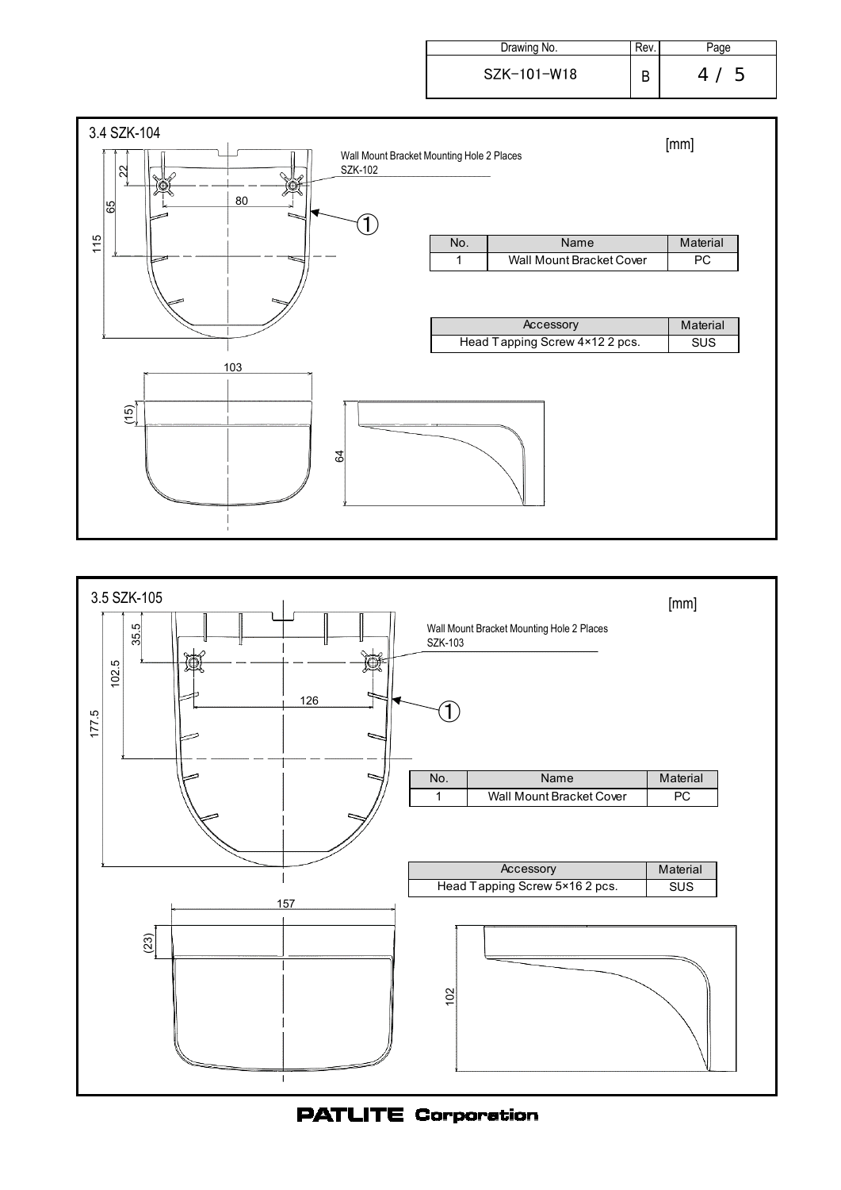## 3.4 SZK-104

[mm]

Wall Mount Bracket Mounting Hole 2 Places
SZK-102

22

65

115

80

①

103

(15)

64

| No. | Name | Material |
| --- | --- | --- |
| 1 | Wall Mount Bracket Cover | PC |

| Accessory | Material |
| --- | --- |
| Head Tapping Screw 4×12 2 pcs. | SUS |

## 3.5 SZK-105

[mm]

Wall Mount Bracket Mounting Hole 2 Places
SZK-103

35.5

102.5

177.5

126

①

157

(23)

102

| No. | Name | Material |
| --- | --- | --- |
| 1 | Wall Mount Bracket Cover | PC |

| Accessory | Material |
| --- | --- |
| Head Tapping Screw 5×16 2 pcs. | SUS |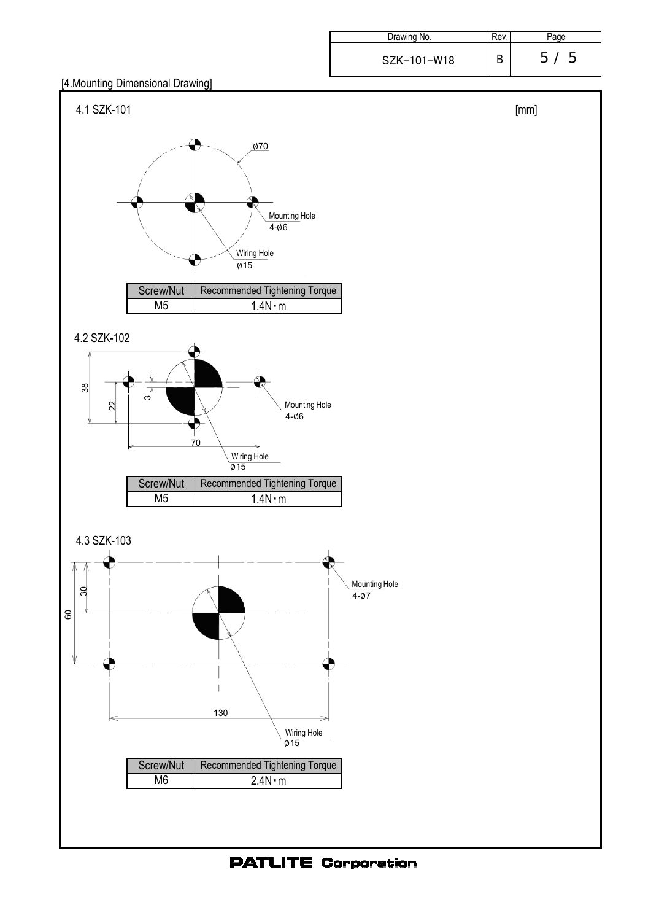## [4.Mounting Dimensional Drawing]

### 4.1 SZK-101

[mm]

Ø70

Mounting Hole
4-Ø6

Wiring Hole
Ø15

| Screw/Nut | Recommended Tightening Torque |
|---|---|
| M5 | 1.4N・m |

### 4.2 SZK-102

38

22

3

70

Mounting Hole
4-Ø6

Wiring Hole
Ø15

| Screw/Nut | Recommended Tightening Torque |
|---|---|
| M5 | 1.4N・m |

### 4.3 SZK-103

60

30

130

Mounting Hole
4-Ø7

Wiring Hole
Ø15

| Screw/Nut | Recommended Tightening Torque |
|---|---|
| M6 | 2.4N・m |